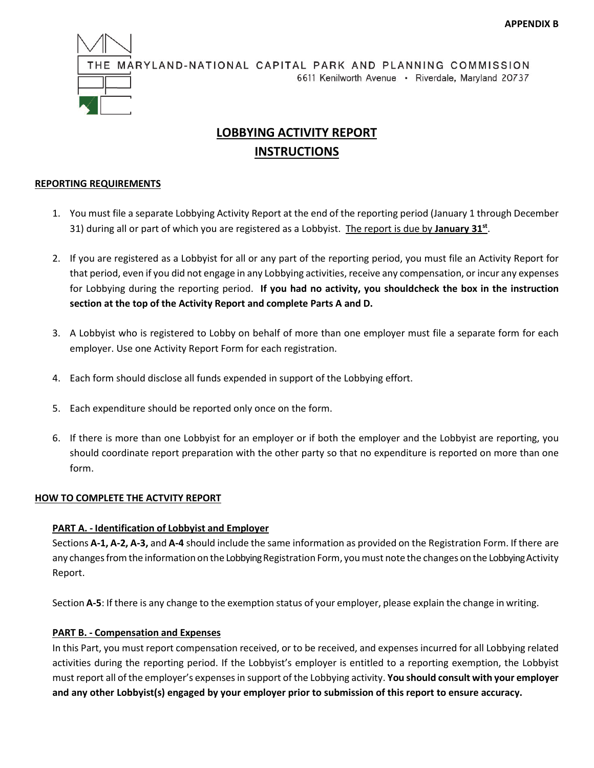APPENDIX B

THE MARYLAND-NATIONAL CAPITAL PARK AND PLANNING COMMISSION
6611 Kenilworth Avenue • Riverdale, Maryland 20737

# LOBBYING ACTIVITY REPORT
# INSTRUCTIONS

## REPORTING REQUIREMENTS

1. You must file a separate Lobbying Activity Report at the end of the reporting period (January 1 through December 31) during all or part of which you are registered as a Lobbyist. The report is due by **January 31st**.

2. If you are registered as a Lobbyist for all or any part of the reporting period, you must file an Activity Report for that period, even if you did not engage in any Lobbying activities, receive any compensation, or incur any expenses for Lobbying during the reporting period. **If you had no activity, you shouldcheck the box in the instruction section at the top of the Activity Report and complete Parts A and D.**

3. A Lobbyist who is registered to Lobby on behalf of more than one employer must file a separate form for each employer. Use one Activity Report Form for each registration.

4. Each form should disclose all funds expended in support of the Lobbying effort.

5. Each expenditure should be reported only once on the form.

6. If there is more than one Lobbyist for an employer or if both the employer and the Lobbyist are reporting, you should coordinate report preparation with the other party so that no expenditure is reported on more than one form.

## HOW TO COMPLETE THE ACTVITY REPORT

### PART A. - Identification of Lobbyist and Employer

Sections **A-1, A-2, A-3,** and **A-4** should include the same information as provided on the Registration Form. If there are any changes from the information on the Lobbying Registration Form, you must note the changes on the Lobbying Activity Report.

Section **A-5**: If there is any change to the exemption status of your employer, please explain the change in writing.

### PART B. - Compensation and Expenses

In this Part, you must report compensation received, or to be received, and expenses incurred for all Lobbying related activities during the reporting period. If the Lobbyist's employer is entitled to a reporting exemption, the Lobbyist must report all of the employer's expenses in support of the Lobbying activity. **You should consult with your employer and any other Lobbyist(s) engaged by your employer prior to submission of this report to ensure accuracy.**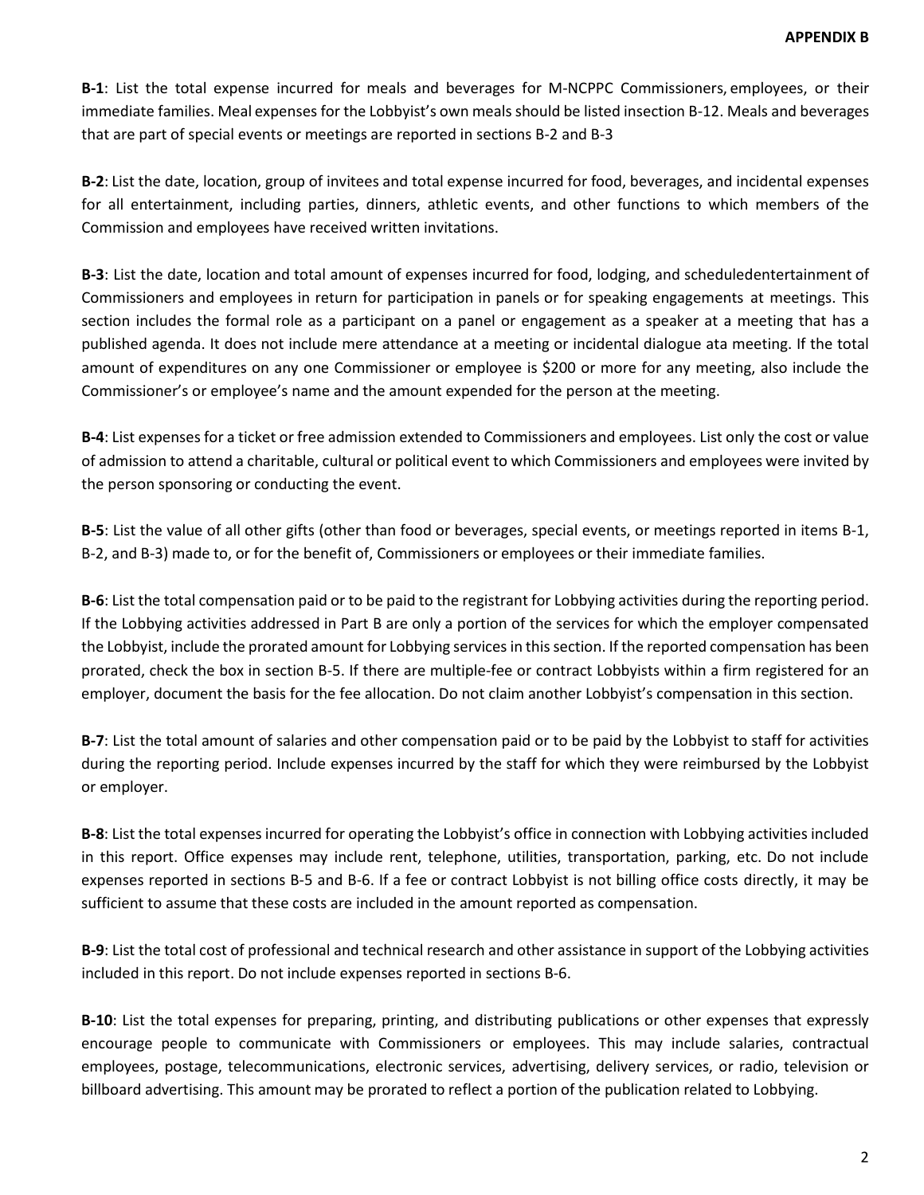**APPENDIX B**

**B-1**: List the total expense incurred for meals and beverages for M-NCPPC Commissioners, employees, or their immediate families. Meal expenses for the Lobbyist's own meals should be listed insection B-12. Meals and beverages that are part of special events or meetings are reported in sections B-2 and B-3

**B-2**: List the date, location, group of invitees and total expense incurred for food, beverages, and incidental expenses for all entertainment, including parties, dinners, athletic events, and other functions to which members of the Commission and employees have received written invitations.

**B-3**: List the date, location and total amount of expenses incurred for food, lodging, and scheduledentertainment of Commissioners and employees in return for participation in panels or for speaking engagements at meetings. This section includes the formal role as a participant on a panel or engagement as a speaker at a meeting that has a published agenda. It does not include mere attendance at a meeting or incidental dialogue ata meeting. If the total amount of expenditures on any one Commissioner or employee is $200 or more for any meeting, also include the Commissioner's or employee's name and the amount expended for the person at the meeting.

**B-4**: List expenses for a ticket or free admission extended to Commissioners and employees. List only the cost or value of admission to attend a charitable, cultural or political event to which Commissioners and employees were invited by the person sponsoring or conducting the event.

**B-5**: List the value of all other gifts (other than food or beverages, special events, or meetings reported in items B-1, B-2, and B-3) made to, or for the benefit of, Commissioners or employees or their immediate families.

**B-6**: List the total compensation paid or to be paid to the registrant for Lobbying activities during the reporting period. If the Lobbying activities addressed in Part B are only a portion of the services for which the employer compensated the Lobbyist, include the prorated amount for Lobbying services in this section. If the reported compensation has been prorated, check the box in section B-5. If there are multiple-fee or contract Lobbyists within a firm registered for an employer, document the basis for the fee allocation. Do not claim another Lobbyist's compensation in this section.

**B-7**: List the total amount of salaries and other compensation paid or to be paid by the Lobbyist to staff for activities during the reporting period. Include expenses incurred by the staff for which they were reimbursed by the Lobbyist or employer.

**B-8**: List the total expenses incurred for operating the Lobbyist's office in connection with Lobbying activities included in this report. Office expenses may include rent, telephone, utilities, transportation, parking, etc. Do not include expenses reported in sections B-5 and B-6. If a fee or contract Lobbyist is not billing office costs directly, it may be sufficient to assume that these costs are included in the amount reported as compensation.

**B-9**: List the total cost of professional and technical research and other assistance in support of the Lobbying activities included in this report. Do not include expenses reported in sections B-6.

**B-10**: List the total expenses for preparing, printing, and distributing publications or other expenses that expressly encourage people to communicate with Commissioners or employees. This may include salaries, contractual employees, postage, telecommunications, electronic services, advertising, delivery services, or radio, television or billboard advertising. This amount may be prorated to reflect a portion of the publication related to Lobbying.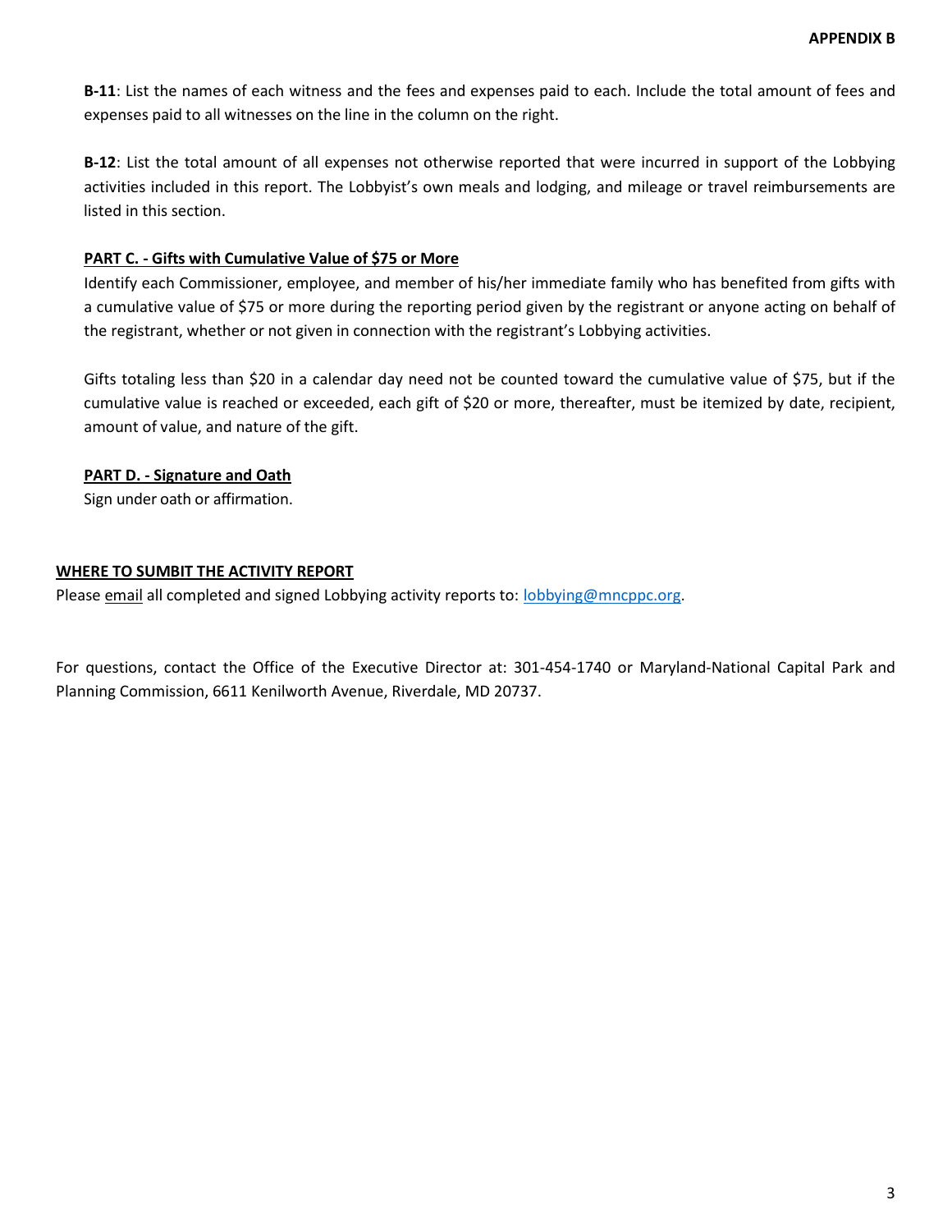**B-11**: List the names of each witness and the fees and expenses paid to each. Include the total amount of fees and expenses paid to all witnesses on the line in the column on the right.

**B-12**: List the total amount of all expenses not otherwise reported that were incurred in support of the Lobbying activities included in this report. The Lobbyist's own meals and lodging, and mileage or travel reimbursements are listed in this section.

**PART C. - Gifts with Cumulative Value of $75 or More**

Identify each Commissioner, employee, and member of his/her immediate family who has benefited from gifts with a cumulative value of $75 or more during the reporting period given by the registrant or anyone acting on behalf of the registrant, whether or not given in connection with the registrant's Lobbying activities.

Gifts totaling less than $20 in a calendar day need not be counted toward the cumulative value of $75, but if the cumulative value is reached or exceeded, each gift of $20 or more, thereafter, must be itemized by date, recipient, amount of value, and nature of the gift.

**PART D. - Signature and Oath**

Sign under oath or affirmation.

**WHERE TO SUMBIT THE ACTIVITY REPORT**

Please email all completed and signed Lobbying activity reports to: lobbying@mncppc.org.

For questions, contact the Office of the Executive Director at: 301-454-1740 or Maryland-National Capital Park and Planning Commission, 6611 Kenilworth Avenue, Riverdale, MD 20737.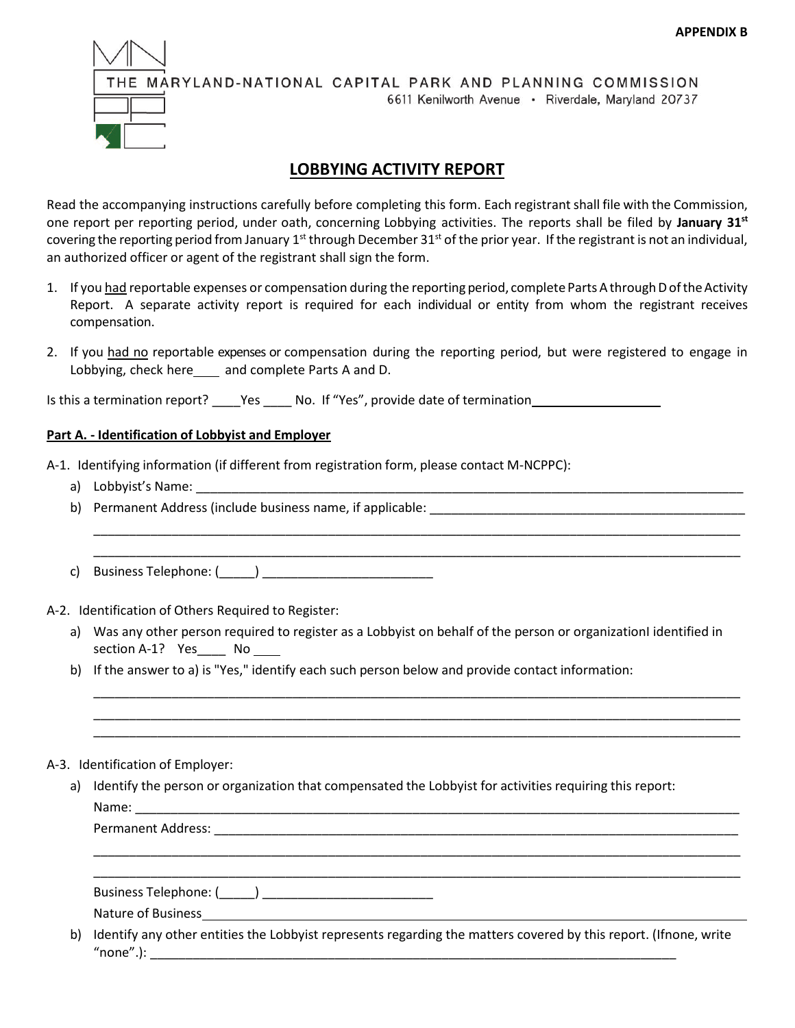**APPENDIX B**

THE MARYLAND-NATIONAL CAPITAL PARK AND PLANNING COMMISSION
6611 Kenilworth Avenue • Riverdale, Maryland 20737

# LOBBYING ACTIVITY REPORT

Read the accompanying instructions carefully before completing this form. Each registrant shall file with the Commission, one report per reporting period, under oath, concerning Lobbying activities. The reports shall be filed by **January 31st** covering the reporting period from January 1st through December 31st of the prior year. If the registrant is not an individual, an authorized officer or agent of the registrant shall sign the form.

1. If you had reportable expenses or compensation during the reporting period, complete Parts A through D of the Activity Report. A separate activity report is required for each individual or entity from whom the registrant receives compensation.

2. If you had no reportable expenses or compensation during the reporting period, but were registered to engage in Lobbying, check here____ and complete Parts A and D.

Is this a termination report? ____Yes ____ No. If "Yes", provide date of termination__________________

**Part A. - Identification of Lobbyist and Employer**

A-1. Identifying information (if different from registration form, please contact M-NCPPC):

a) Lobbyist's Name: ______________________________________________________________________________

b) Permanent Address (include business name, if applicable: _____________________________________________

______________________________________________________________________________________________

______________________________________________________________________________________________

c) Business Telephone: (_____) ________________________

A-2. Identification of Others Required to Register:

a) Was any other person required to register as a Lobbyist on behalf of the person or organizationI identified in section A-1? Yes____ No ____

b) If the answer to a) is "Yes," identify each such person below and provide contact information:

______________________________________________________________________________________________

______________________________________________________________________________________________

______________________________________________________________________________________________

A-3. Identification of Employer:

a) Identify the person or organization that compensated the Lobbyist for activities requiring this report:

Name: ________________________________________________________________________________________

Permanent Address: _____________________________________________________________________________

______________________________________________________________________________________________

______________________________________________________________________________________________

Business Telephone: (_____) ________________________

Nature of Business______________________________________________________________________________

b) Identify any other entities the Lobbyist represents regarding the matters covered by this report. (Ifnone, write "none".): ___________________________________________________________________________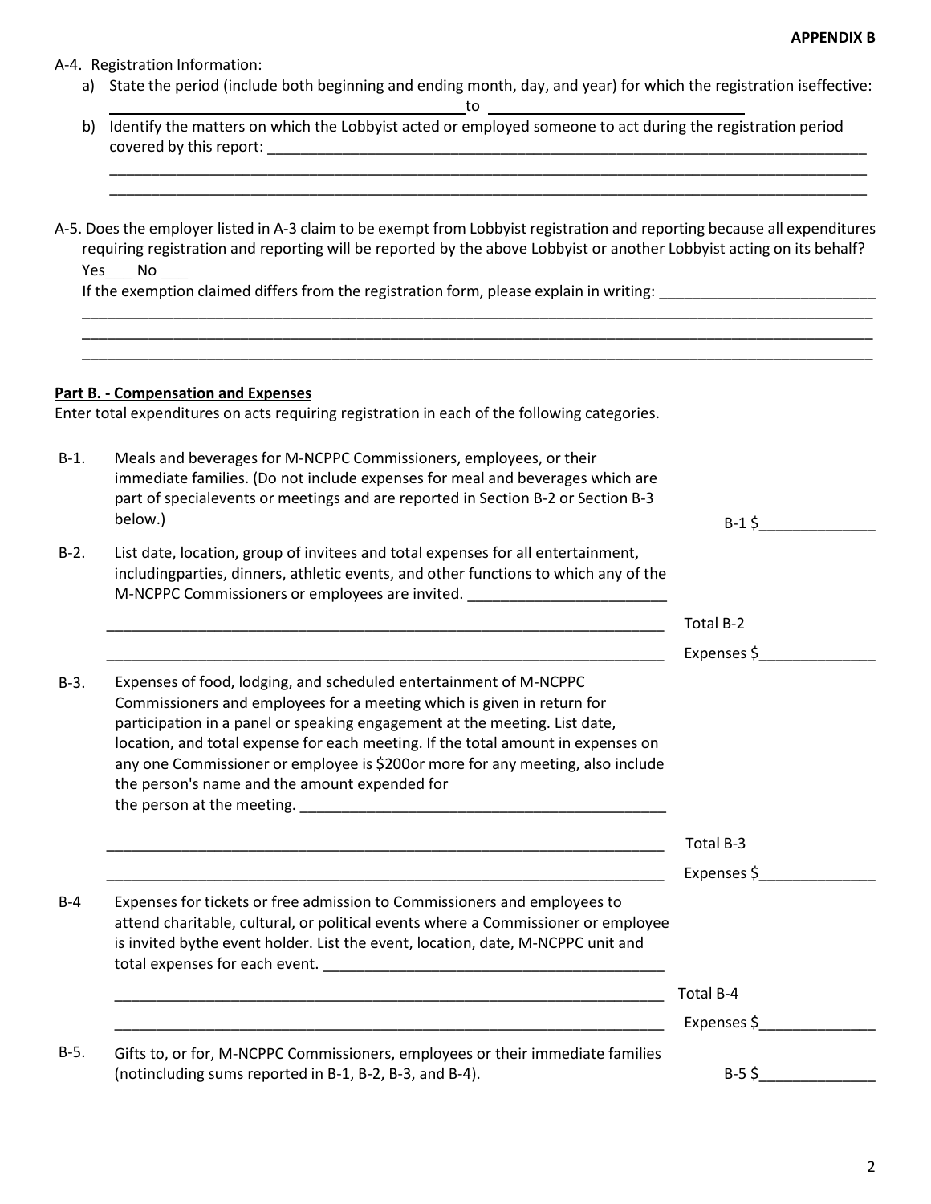**APPENDIX B**

A-4. Registration Information:

a) State the period (include both beginning and ending month, day, and year) for which the registration iseffective: ________________________________________to ______________________________

b) Identify the matters on which the Lobbyist acted or employed someone to act during the registration period covered by this report: ___________________________________________________________________________

_____________________________________________________________________________________________

_____________________________________________________________________________________________

A-5. Does the employer listed in A-3 claim to be exempt from Lobbyist registration and reporting because all expenditures requiring registration and reporting will be reported by the above Lobbyist or another Lobbyist acting on its behalf? Yes___ No ___

If the exemption claimed differs from the registration form, please explain in writing: _________________________

_____________________________________________________________________________________________

_____________________________________________________________________________________________

_____________________________________________________________________________________________

**Part B. - Compensation and Expenses**

Enter total expenditures on acts requiring registration in each of the following categories.

B-1. Meals and beverages for M-NCPPC Commissioners, employees, or their immediate families. (Do not include expenses for meal and beverages which are part of specialevents or meetings and are reported in Section B-2 or Section B-3 below.)

B-1 $______________

B-2. List date, location, group of invitees and total expenses for all entertainment, includingparties, dinners, athletic events, and other functions to which any of the M-NCPPC Commissioners or employees are invited. ________________________

_____________________________________________________________________ Total B-2

_____________________________________________________________________ Expenses $______________

B-3. Expenses of food, lodging, and scheduled entertainment of M-NCPPC Commissioners and employees for a meeting which is given in return for participation in a panel or speaking engagement at the meeting. List date, location, and total expense for each meeting. If the total amount in expenses on any one Commissioner or employee is $200or more for any meeting, also include the person's name and the amount expended for the person at the meeting. ____________________________________________

_____________________________________________________________________ Total B-3

_____________________________________________________________________ Expenses $______________

B-4 Expenses for tickets or free admission to Commissioners and employees to attend charitable, cultural, or political events where a Commissioner or employee is invited bythe event holder. List the event, location, date, M-NCPPC unit and total expenses for each event. __________________________________________

_____________________________________________________________________ Total B-4

_____________________________________________________________________ Expenses $______________

B-5. Gifts to, or for, M-NCPPC Commissioners, employees or their immediate families (notincluding sums reported in B-1, B-2, B-3, and B-4).

B-5 $______________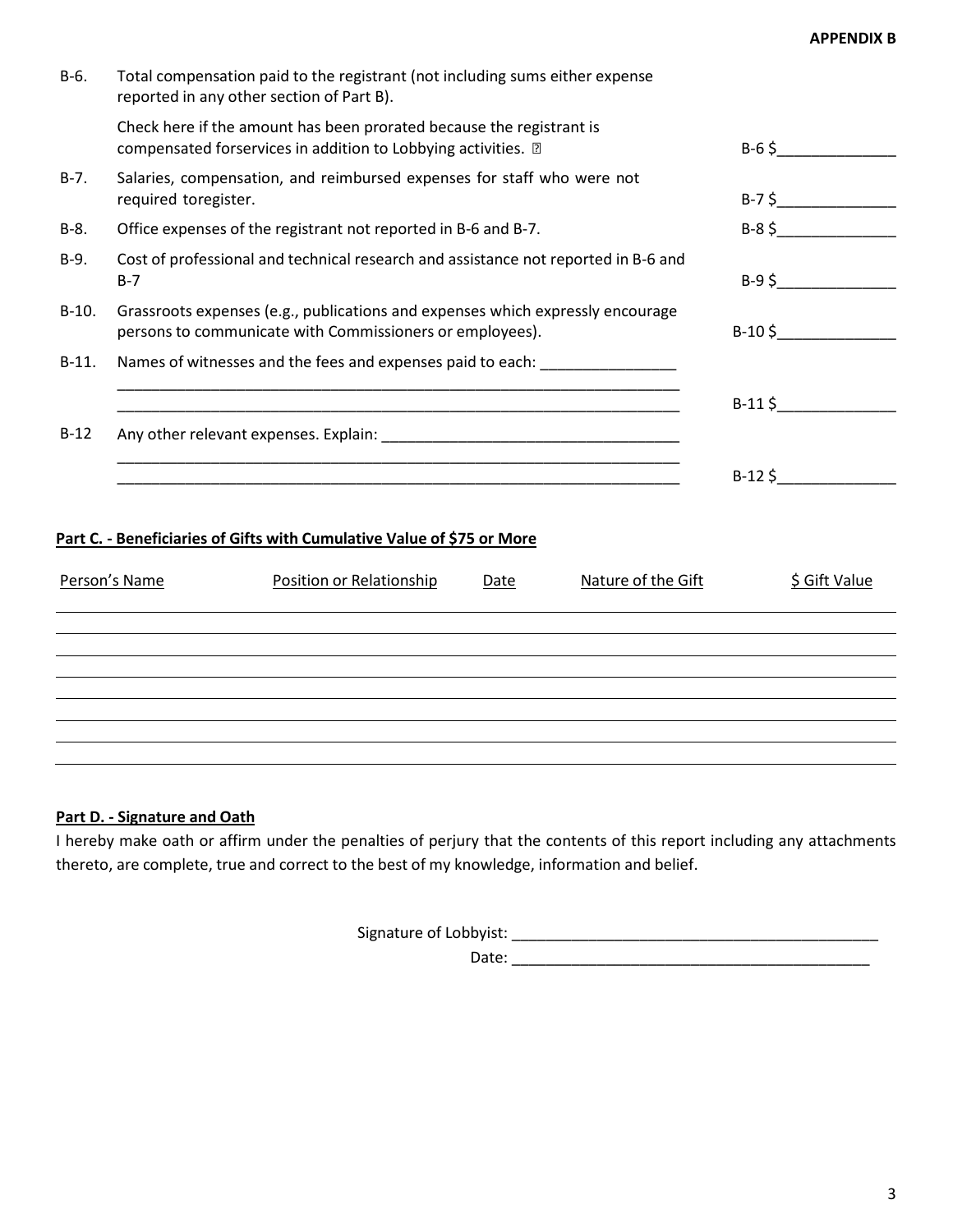**APPENDIX B**

B-6. Total compensation paid to the registrant (not including sums either expense reported in any other section of Part B).

Check here if the amount has been prorated because the registrant is compensated forservices in addition to Lobbying activities. ☐ B-6 $______________

B-7. Salaries, compensation, and reimbursed expenses for staff who were not required toregister. B-7 $______________

B-8. Office expenses of the registrant not reported in B-6 and B-7. B-8 $______________

B-9. Cost of professional and technical research and assistance not reported in B-6 and B-7 B-9 $______________

B-10. Grassroots expenses (e.g., publications and expenses which expressly encourage persons to communicate with Commissioners or employees). B-10 $______________

B-11. Names of witnesses and the fees and expenses paid to each: ________________
____________________________________________________________________
____________________________________________________________________ B-11 $______________

B-12 Any other relevant expenses. Explain: ___________________________________
____________________________________________________________________
____________________________________________________________________ B-12 $______________

## Part C. - Beneficiaries of Gifts with Cumulative Value of $75 or More

| Person's Name | Position or Relationship | Date | Nature of the Gift | $ Gift Value |
|---|---|---|---|---|
| | | | | |
| | | | | |
| | | | | |
| | | | | |
| | | | | |
| | | | | |
| | | | | |

## Part D. - Signature and Oath

I hereby make oath or affirm under the penalties of perjury that the contents of this report including any attachments thereto, are complete, true and correct to the best of my knowledge, information and belief.

Signature of Lobbyist: ____________________________________________

Date: ____________________________________________